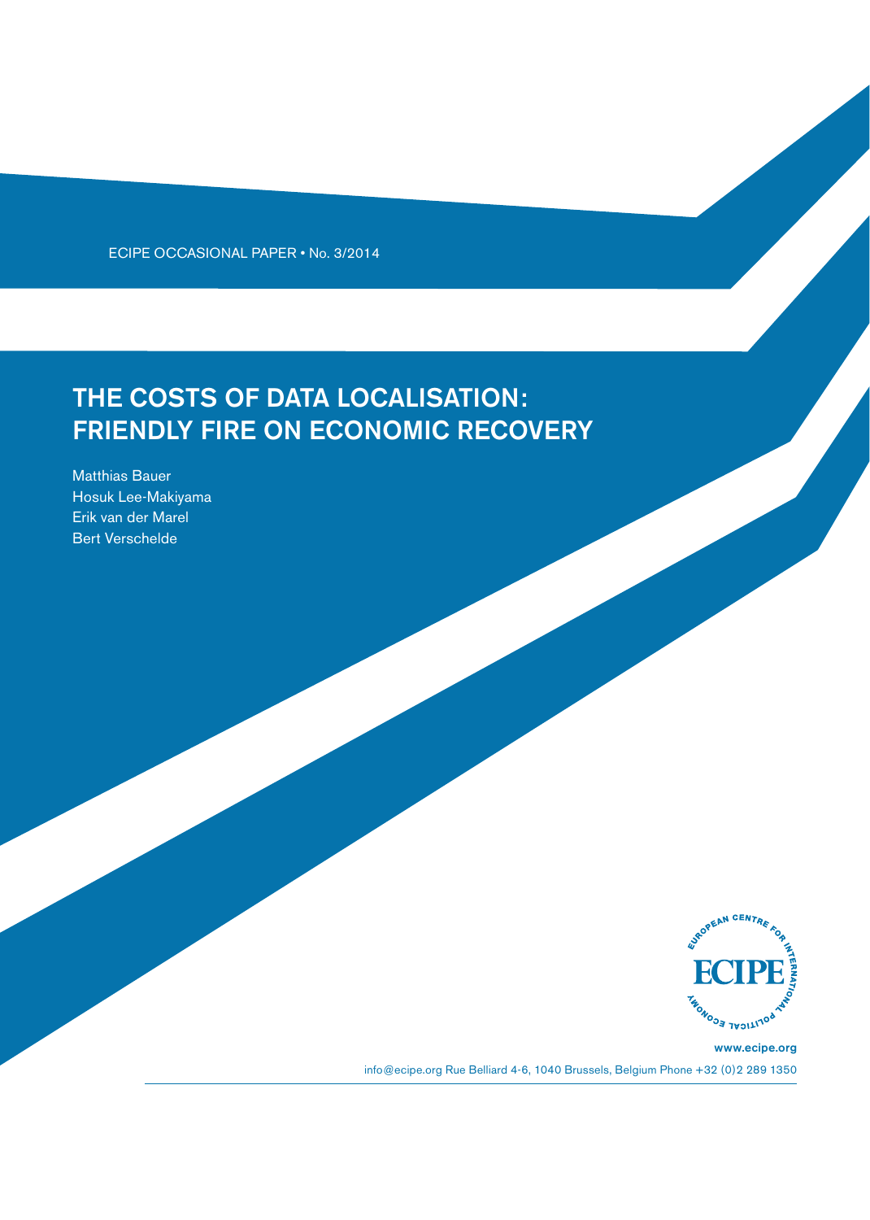ECIPE OCCASIONAL PAPER • No. 3/2014

# THE COSTS OF DATA LOCALISATION: FRIENDLY FIRE ON ECONOMIC RECOVERY

Matthias Bauer
Hosuk Lee-Makiyama
Erik van der Marel
Bert Verschelde

EUROPEAN CENTRE FOR INTERNATIONAL POLITICAL ECONOMY

ECIPE

www.ecipe.org

info@ecipe.org Rue Belliard 4-6, 1040 Brussels, Belgium Phone +32 (0)2 289 1350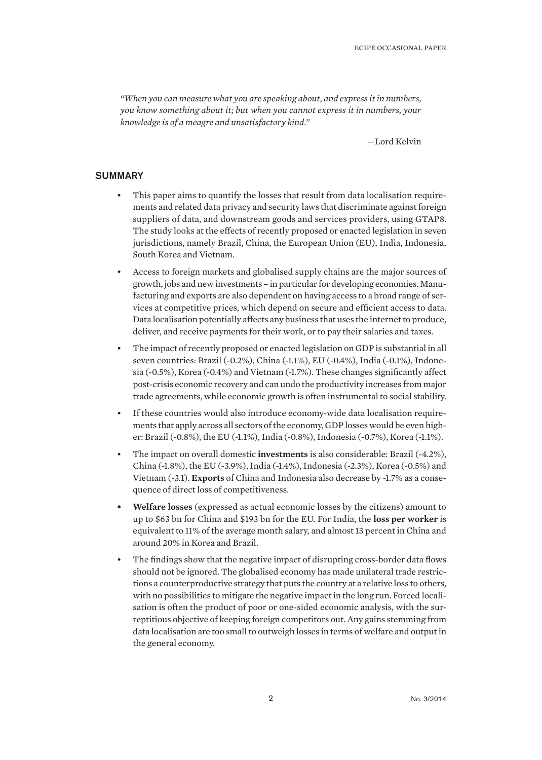*"When you can measure what you are speaking about, and express it in numbers, you know something about it; but when you cannot express it in numbers, your knowledge is of a meagre and unsatisfactory kind."*

—Lord Kelvin

## SUMMARY

- This paper aims to quantify the losses that result from data localisation requirements and related data privacy and security laws that discriminate against foreign suppliers of data, and downstream goods and services providers, using GTAP8. The study looks at the effects of recently proposed or enacted legislation in seven jurisdictions, namely Brazil, China, the European Union (EU), India, Indonesia, South Korea and Vietnam.
- Access to foreign markets and globalised supply chains are the major sources of growth, jobs and new investments – in particular for developing economies. Manufacturing and exports are also dependent on having access to a broad range of services at competitive prices, which depend on secure and efficient access to data. Data localisation potentially affects any business that uses the internet to produce, deliver, and receive payments for their work, or to pay their salaries and taxes.
- The impact of recently proposed or enacted legislation on GDP is substantial in all seven countries: Brazil (-0.2%), China (-1.1%), EU (-0.4%), India (-0.1%), Indonesia (-0.5%), Korea (-0.4%) and Vietnam (-1.7%). These changes significantly affect post-crisis economic recovery and can undo the productivity increases from major trade agreements, while economic growth is often instrumental to social stability.
- If these countries would also introduce economy-wide data localisation requirements that apply across all sectors of the economy, GDP losses would be even higher: Brazil (-0.8%), the EU (-1.1%), India (-0.8%), Indonesia (-0.7%), Korea (-1.1%).
- The impact on overall domestic **investments** is also considerable: Brazil (-4.2%), China (-1.8%), the EU (-3.9%), India (-1.4%), Indonesia (-2.3%), Korea (-0.5%) and Vietnam (-3.1). **Exports** of China and Indonesia also decrease by -1.7% as a consequence of direct loss of competitiveness.
- **Welfare losses** (expressed as actual economic losses by the citizens) amount to up to $63 bn for China and $193 bn for the EU. For India, the **loss per worker** is equivalent to 11% of the average month salary, and almost 13 percent in China and around 20% in Korea and Brazil.
- The findings show that the negative impact of disrupting cross-border data flows should not be ignored. The globalised economy has made unilateral trade restrictions a counterproductive strategy that puts the country at a relative loss to others, with no possibilities to mitigate the negative impact in the long run. Forced localisation is often the product of poor or one-sided economic analysis, with the surreptitious objective of keeping foreign competitors out. Any gains stemming from data localisation are too small to outweigh losses in terms of welfare and output in the general economy.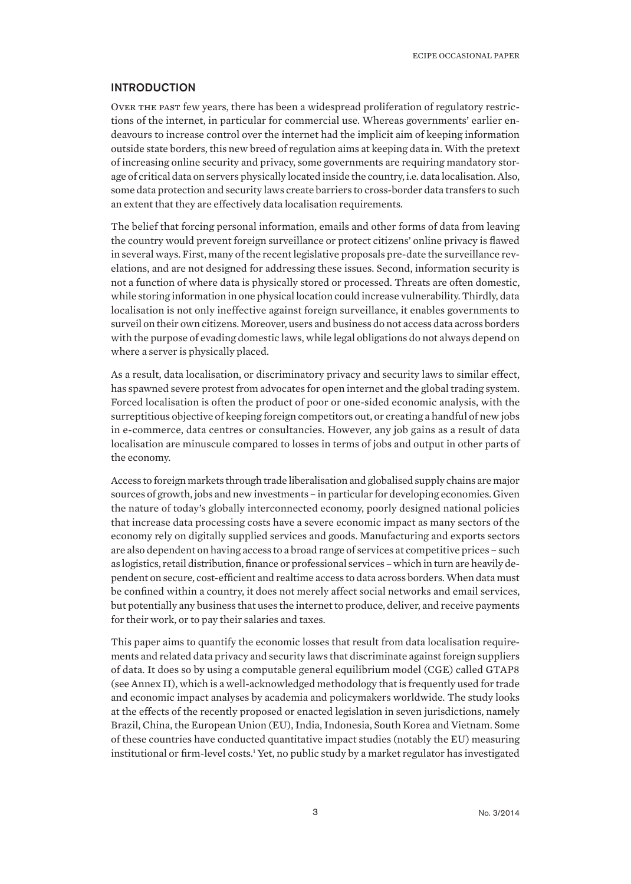## INTRODUCTION

Over the past few years, there has been a widespread proliferation of regulatory restrictions of the internet, in particular for commercial use. Whereas governments' earlier endeavours to increase control over the internet had the implicit aim of keeping information outside state borders, this new breed of regulation aims at keeping data in. With the pretext of increasing online security and privacy, some governments are requiring mandatory storage of critical data on servers physically located inside the country, i.e. data localisation. Also, some data protection and security laws create barriers to cross-border data transfers to such an extent that they are effectively data localisation requirements.

The belief that forcing personal information, emails and other forms of data from leaving the country would prevent foreign surveillance or protect citizens' online privacy is flawed in several ways. First, many of the recent legislative proposals pre-date the surveillance revelations, and are not designed for addressing these issues. Second, information security is not a function of where data is physically stored or processed. Threats are often domestic, while storing information in one physical location could increase vulnerability. Thirdly, data localisation is not only ineffective against foreign surveillance, it enables governments to surveil on their own citizens. Moreover, users and business do not access data across borders with the purpose of evading domestic laws, while legal obligations do not always depend on where a server is physically placed.

As a result, data localisation, or discriminatory privacy and security laws to similar effect, has spawned severe protest from advocates for open internet and the global trading system. Forced localisation is often the product of poor or one-sided economic analysis, with the surreptitious objective of keeping foreign competitors out, or creating a handful of new jobs in e-commerce, data centres or consultancies. However, any job gains as a result of data localisation are minuscule compared to losses in terms of jobs and output in other parts of the economy.

Access to foreign markets through trade liberalisation and globalised supply chains are major sources of growth, jobs and new investments – in particular for developing economies. Given the nature of today's globally interconnected economy, poorly designed national policies that increase data processing costs have a severe economic impact as many sectors of the economy rely on digitally supplied services and goods. Manufacturing and exports sectors are also dependent on having access to a broad range of services at competitive prices – such as logistics, retail distribution, finance or professional services – which in turn are heavily dependent on secure, cost-efficient and realtime access to data across borders. When data must be confined within a country, it does not merely affect social networks and email services, but potentially any business that uses the internet to produce, deliver, and receive payments for their work, or to pay their salaries and taxes.

This paper aims to quantify the economic losses that result from data localisation requirements and related data privacy and security laws that discriminate against foreign suppliers of data. It does so by using a computable general equilibrium model (CGE) called GTAP8 (see Annex II), which is a well-acknowledged methodology that is frequently used for trade and economic impact analyses by academia and policymakers worldwide. The study looks at the effects of the recently proposed or enacted legislation in seven jurisdictions, namely Brazil, China, the European Union (EU), India, Indonesia, South Korea and Vietnam. Some of these countries have conducted quantitative impact studies (notably the EU) measuring institutional or firm-level costs.[1] Yet, no public study by a market regulator has investigated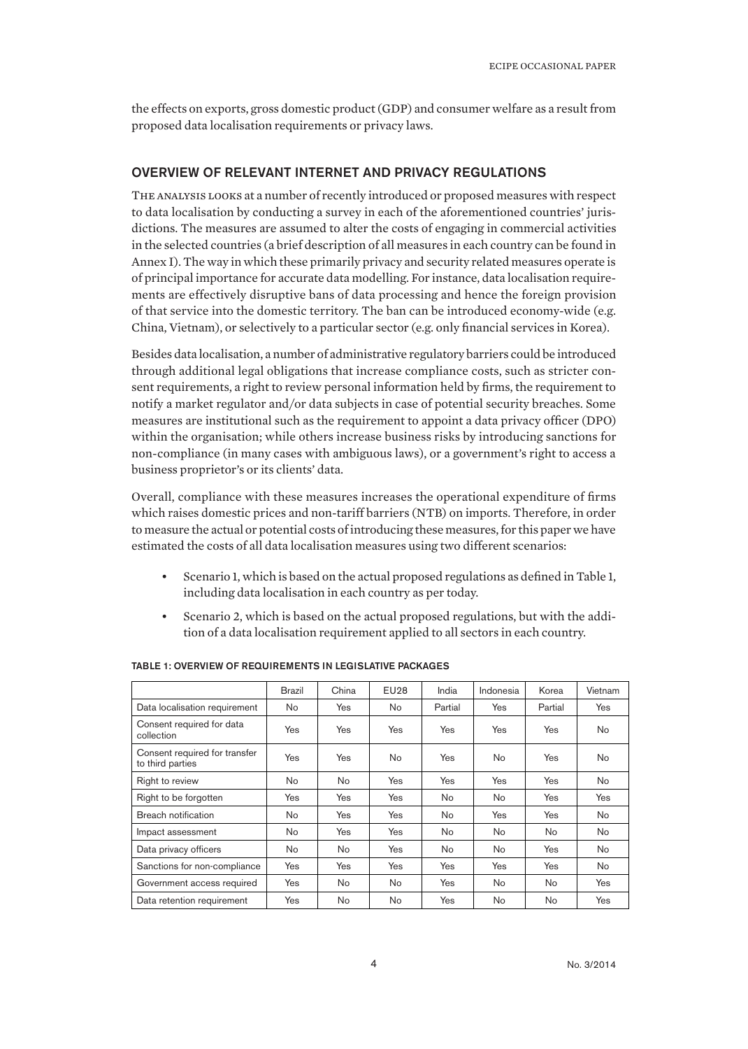the effects on exports, gross domestic product (GDP) and consumer welfare as a result from proposed data localisation requirements or privacy laws.

## OVERVIEW OF RELEVANT INTERNET AND PRIVACY REGULATIONS

The analysis looks at a number of recently introduced or proposed measures with respect to data localisation by conducting a survey in each of the aforementioned countries' jurisdictions. The measures are assumed to alter the costs of engaging in commercial activities in the selected countries (a brief description of all measures in each country can be found in Annex I). The way in which these primarily privacy and security related measures operate is of principal importance for accurate data modelling. For instance, data localisation requirements are effectively disruptive bans of data processing and hence the foreign provision of that service into the domestic territory. The ban can be introduced economy-wide (e.g. China, Vietnam), or selectively to a particular sector (e.g. only financial services in Korea).

Besides data localisation, a number of administrative regulatory barriers could be introduced through additional legal obligations that increase compliance costs, such as stricter consent requirements, a right to review personal information held by firms, the requirement to notify a market regulator and/or data subjects in case of potential security breaches. Some measures are institutional such as the requirement to appoint a data privacy officer (DPO) within the organisation; while others increase business risks by introducing sanctions for non-compliance (in many cases with ambiguous laws), or a government's right to access a business proprietor's or its clients' data.

Overall, compliance with these measures increases the operational expenditure of firms which raises domestic prices and non-tariff barriers (NTB) on imports. Therefore, in order to measure the actual or potential costs of introducing these measures, for this paper we have estimated the costs of all data localisation measures using two different scenarios:

- Scenario 1, which is based on the actual proposed regulations as defined in Table 1, including data localisation in each country as per today.
- Scenario 2, which is based on the actual proposed regulations, but with the addition of a data localisation requirement applied to all sectors in each country.

TABLE 1: OVERVIEW OF REQUIREMENTS IN LEGISLATIVE PACKAGES

| | Brazil | China | EU28 | India | Indonesia | Korea | Vietnam |
|---|---|---|---|---|---|---|---|
| Data localisation requirement | No | Yes | No | Partial | Yes | Partial | Yes |
| Consent required for data collection | Yes | Yes | Yes | Yes | Yes | Yes | No |
| Consent required for transfer to third parties | Yes | Yes | No | Yes | No | Yes | No |
| Right to review | No | No | Yes | Yes | Yes | Yes | No |
| Right to be forgotten | Yes | Yes | Yes | No | No | Yes | Yes |
| Breach notification | No | Yes | Yes | No | Yes | Yes | No |
| Impact assessment | No | Yes | Yes | No | No | No | No |
| Data privacy officers | No | No | Yes | No | No | Yes | No |
| Sanctions for non-compliance | Yes | Yes | Yes | Yes | Yes | Yes | No |
| Government access required | Yes | No | No | Yes | No | No | Yes |
| Data retention requirement | Yes | No | No | Yes | No | No | Yes |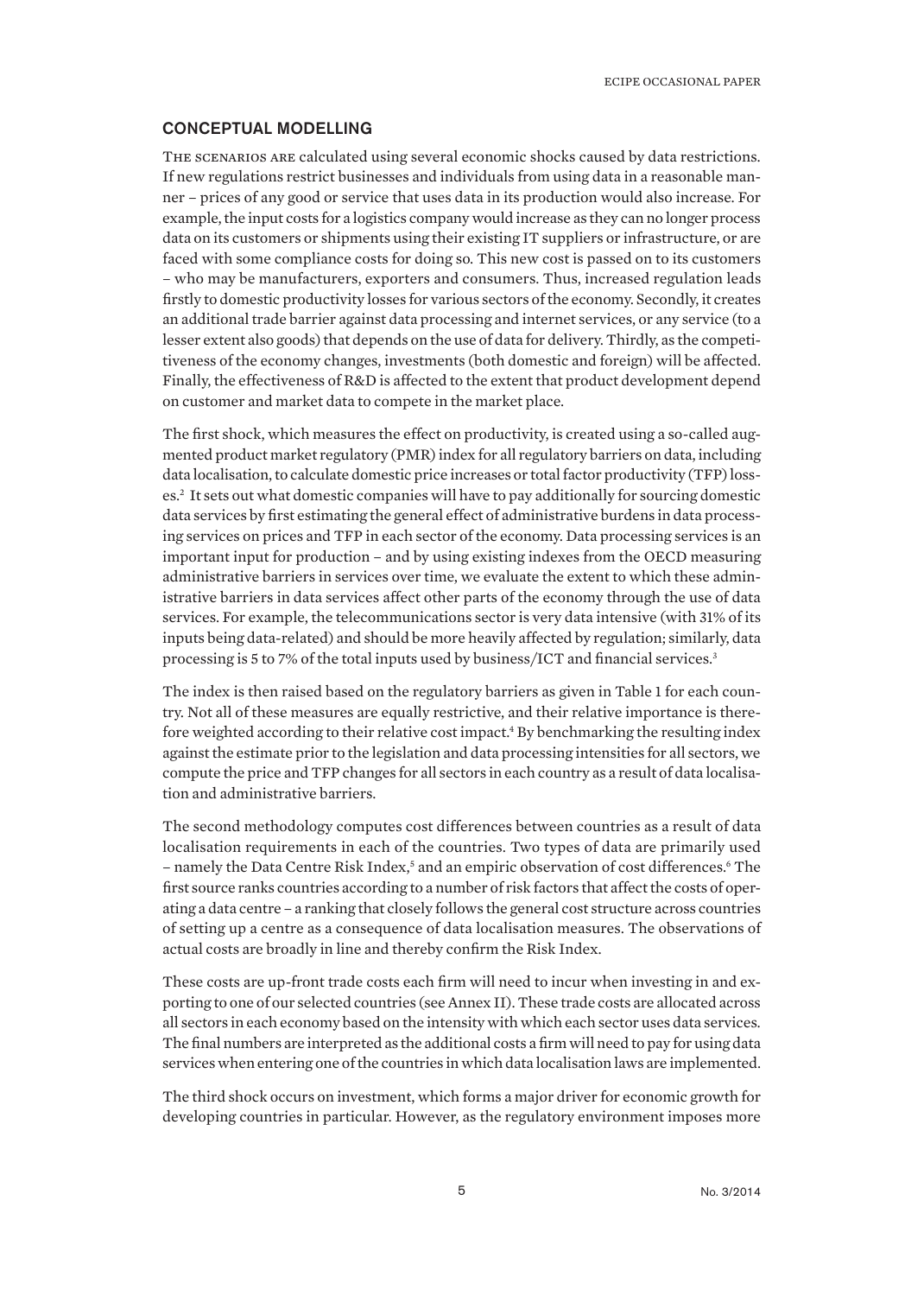## CONCEPTUAL MODELLING

The scenarios are calculated using several economic shocks caused by data restrictions. If new regulations restrict businesses and individuals from using data in a reasonable manner – prices of any good or service that uses data in its production would also increase. For example, the input costs for a logistics company would increase as they can no longer process data on its customers or shipments using their existing IT suppliers or infrastructure, or are faced with some compliance costs for doing so. This new cost is passed on to its customers – who may be manufacturers, exporters and consumers. Thus, increased regulation leads firstly to domestic productivity losses for various sectors of the economy. Secondly, it creates an additional trade barrier against data processing and internet services, or any service (to a lesser extent also goods) that depends on the use of data for delivery. Thirdly, as the competitiveness of the economy changes, investments (both domestic and foreign) will be affected. Finally, the effectiveness of R&D is affected to the extent that product development depend on customer and market data to compete in the market place.

The first shock, which measures the effect on productivity, is created using a so-called augmented product market regulatory (PMR) index for all regulatory barriers on data, including data localisation, to calculate domestic price increases or total factor productivity (TFP) losses.[2] It sets out what domestic companies will have to pay additionally for sourcing domestic data services by first estimating the general effect of administrative burdens in data processing services on prices and TFP in each sector of the economy. Data processing services is an important input for production – and by using existing indexes from the OECD measuring administrative barriers in services over time, we evaluate the extent to which these administrative barriers in data services affect other parts of the economy through the use of data services. For example, the telecommunications sector is very data intensive (with 31% of its inputs being data-related) and should be more heavily affected by regulation; similarly, data processing is 5 to 7% of the total inputs used by business/ICT and financial services.[3]

The index is then raised based on the regulatory barriers as given in Table 1 for each country. Not all of these measures are equally restrictive, and their relative importance is therefore weighted according to their relative cost impact.[4] By benchmarking the resulting index against the estimate prior to the legislation and data processing intensities for all sectors, we compute the price and TFP changes for all sectors in each country as a result of data localisation and administrative barriers.

The second methodology computes cost differences between countries as a result of data localisation requirements in each of the countries. Two types of data are primarily used – namely the Data Centre Risk Index,[5] and an empiric observation of cost differences.[6] The first source ranks countries according to a number of risk factors that affect the costs of operating a data centre – a ranking that closely follows the general cost structure across countries of setting up a centre as a consequence of data localisation measures. The observations of actual costs are broadly in line and thereby confirm the Risk Index.

These costs are up-front trade costs each firm will need to incur when investing in and exporting to one of our selected countries (see Annex II). These trade costs are allocated across all sectors in each economy based on the intensity with which each sector uses data services. The final numbers are interpreted as the additional costs a firm will need to pay for using data services when entering one of the countries in which data localisation laws are implemented.

The third shock occurs on investment, which forms a major driver for economic growth for developing countries in particular. However, as the regulatory environment imposes more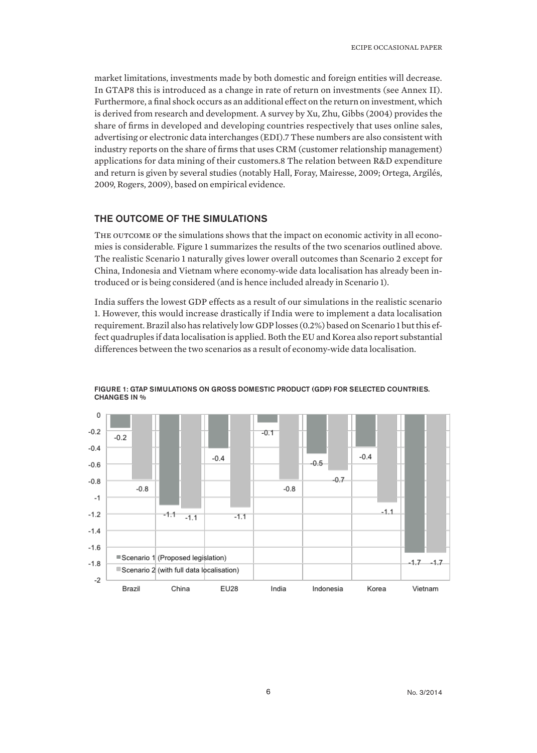market limitations, investments made by both domestic and foreign entities will decrease. In GTAP8 this is introduced as a change in rate of return on investments (see Annex II). Furthermore, a final shock occurs as an additional effect on the return on investment, which is derived from research and development. A survey by Xu, Zhu, Gibbs (2004) provides the share of firms in developed and developing countries respectively that uses online sales, advertising or electronic data interchanges (EDI).[7] These numbers are also consistent with industry reports on the share of firms that uses CRM (customer relationship management) applications for data mining of their customers.[8] The relation between R&D expenditure and return is given by several studies (notably Hall, Foray, Mairesse, 2009; Ortega, Argilés, 2009, Rogers, 2009), based on empirical evidence.

## THE OUTCOME OF THE SIMULATIONS

THE OUTCOME OF the simulations shows that the impact on economic activity in all economies is considerable. Figure 1 summarizes the results of the two scenarios outlined above. The realistic Scenario 1 naturally gives lower overall outcomes than Scenario 2 except for China, Indonesia and Vietnam where economy-wide data localisation has already been introduced or is being considered (and is hence included already in Scenario 1).

India suffers the lowest GDP effects as a result of our simulations in the realistic scenario 1. However, this would increase drastically if India were to implement a data localisation requirement. Brazil also has relatively low GDP losses (0.2%) based on Scenario 1 but this effect quadruples if data localisation is applied. Both the EU and Korea also report substantial differences between the two scenarios as a result of economy-wide data localisation.

FIGURE 1: GTAP SIMULATIONS ON GROSS DOMESTIC PRODUCT (GDP) FOR SELECTED COUNTRIES. CHANGES IN %

| | Brazil | China | EU28 | India | Indonesia | Korea | Vietnam |
|---|---|---|---|---|---|---|---|
| Scenario 1 (Proposed legislation) | -0.2 | -1.1 | -0.4 | -0.1 | -0.5 | -0.4 | -1.7 |
| Scenario 2 (with full data localisation) | -0.8 | -1.1 | -1.1 | -0.8 | -0.7 | -1.1 | -1.7 |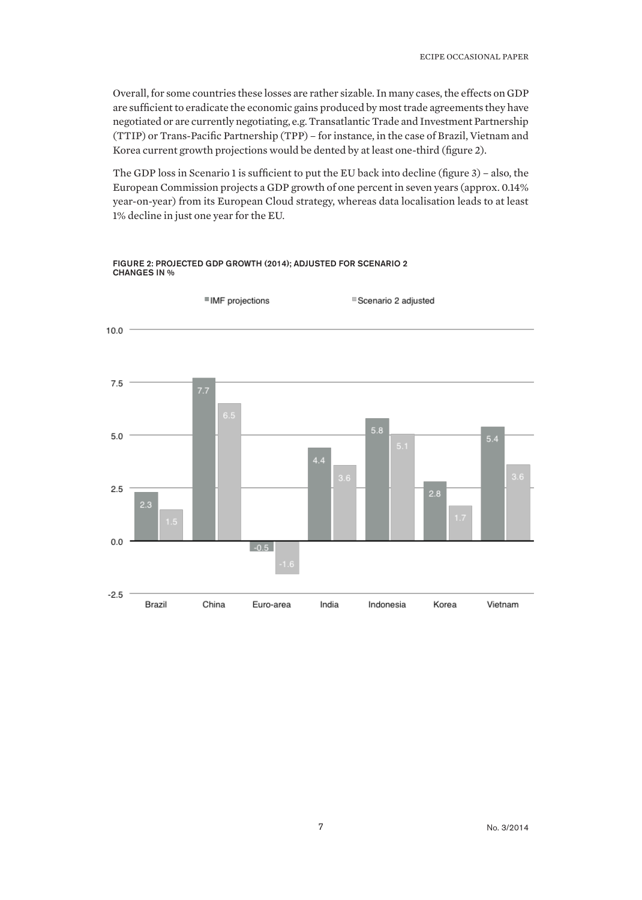Overall, for some countries these losses are rather sizable. In many cases, the effects on GDP are sufficient to eradicate the economic gains produced by most trade agreements they have negotiated or are currently negotiating, e.g. Transatlantic Trade and Investment Partnership (TTIP) or Trans-Pacific Partnership (TPP) – for instance, in the case of Brazil, Vietnam and Korea current growth projections would be dented by at least one-third (figure 2).

The GDP loss in Scenario 1 is sufficient to put the EU back into decline (figure 3) – also, the European Commission projects a GDP growth of one percent in seven years (approx. 0.14% year-on-year) from its European Cloud strategy, whereas data localisation leads to at least 1% decline in just one year for the EU.

**FIGURE 2: PROJECTED GDP GROWTH (2014); ADJUSTED FOR SCENARIO 2 CHANGES IN %**

| | IMF projections | Scenario 2 adjusted |
|---|---|---|
| Brazil | 2.3 | 1.5 |
| China | 7.7 | 6.5 |
| Euro-area | -0.5 | -1.6 |
| India | 4.4 | 3.6 |
| Indonesia | 5.8 | 5.1 |
| Korea | 2.8 | 1.7 |
| Vietnam | 5.4 | 3.6 |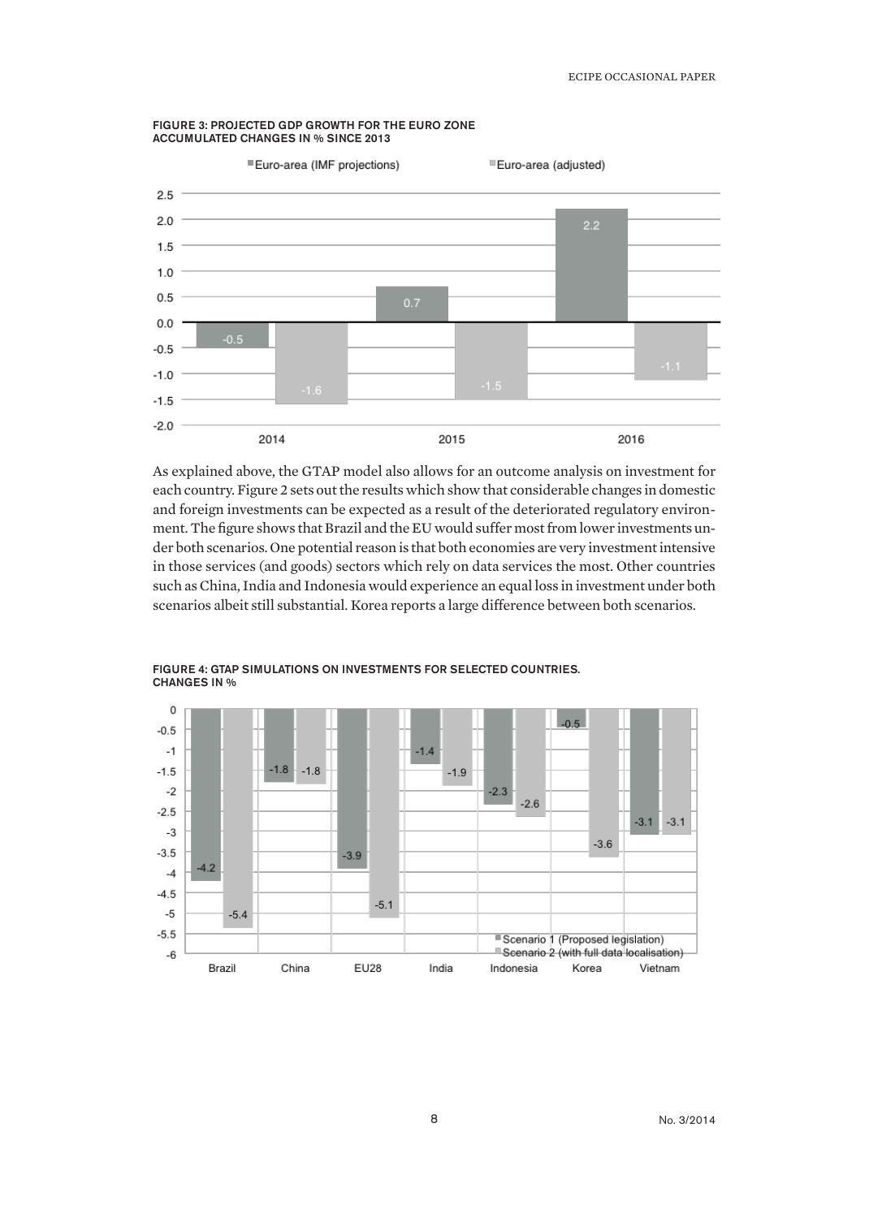**FIGURE 3: PROJECTED GDP GROWTH FOR THE EURO ZONE ACCUMULATED CHANGES IN % SINCE 2013**

| | 2014 | 2015 | 2016 |
|---|---|---|---|
| Euro-area (IMF projections) | -0.5 | 0.7 | 2.2 |
| Euro-area (adjusted) | -1.6 | -1.5 | -1.1 |

As explained above, the GTAP model also allows for an outcome analysis on investment for each country. Figure 2 sets out the results which show that considerable changes in domestic and foreign investments can be expected as a result of the deteriorated regulatory environment. The figure shows that Brazil and the EU would suffer most from lower investments under both scenarios. One potential reason is that both economies are very investment intensive in those services (and goods) sectors which rely on data services the most. Other countries such as China, India and Indonesia would experience an equal loss in investment under both scenarios albeit still substantial. Korea reports a large difference between both scenarios.

**FIGURE 4: GTAP SIMULATIONS ON INVESTMENTS FOR SELECTED COUNTRIES. CHANGES IN %**

| | Brazil | China | EU28 | India | Indonesia | Korea | Vietnam |
|---|---|---|---|---|---|---|---|
| Scenario 1 (Proposed legislation) | -4.2 | -1.8 | -3.9 | -1.4 | -2.3 | -0.5 | -3.1 |
| Scenario 2 (with full data localisation) | -5.4 | -1.8 | -5.1 | -1.9 | -2.6 | -3.6 | -3.1 |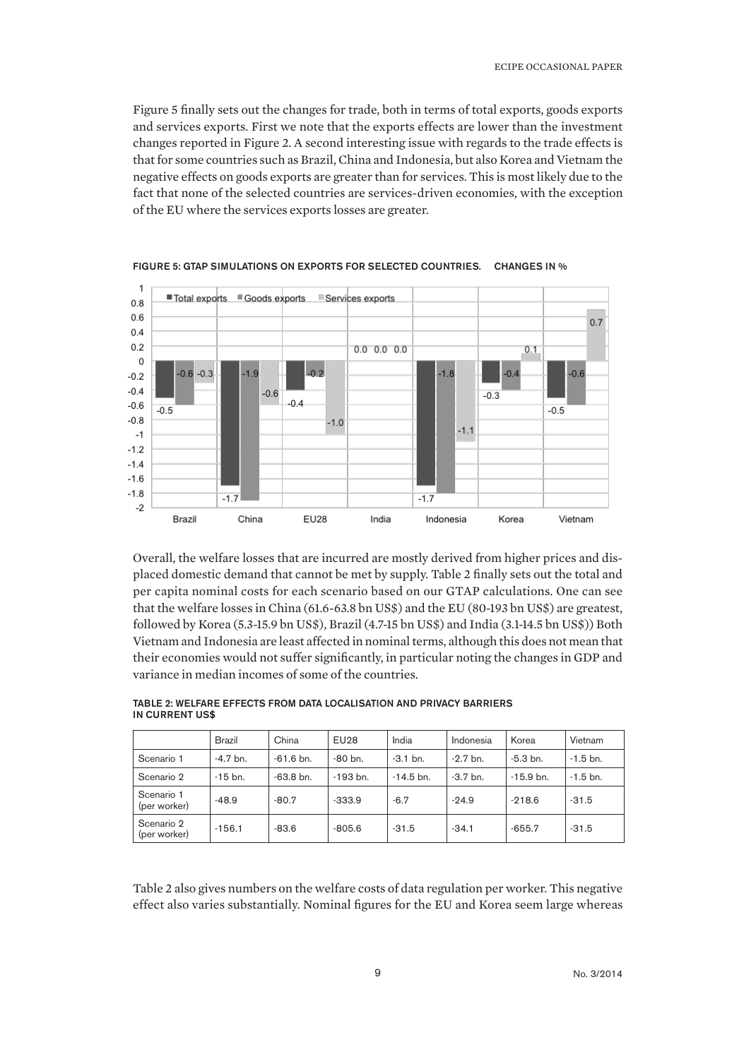Figure 5 finally sets out the changes for trade, both in terms of total exports, goods exports and services exports. First we note that the exports effects are lower than the investment changes reported in Figure 2. A second interesting issue with regards to the trade effects is that for some countries such as Brazil, China and Indonesia, but also Korea and Vietnam the negative effects on goods exports are greater than for services. This is most likely due to the fact that none of the selected countries are services-driven economies, with the exception of the EU where the services exports losses are greater.

**FIGURE 5: GTAP SIMULATIONS ON EXPORTS FOR SELECTED COUNTRIES. CHANGES IN %**

| | Total exports | Goods exports | Services exports |
|---|---|---|---|
| Brazil | -0.5 | -0.6 | -0.3 |
| China | -1.7 | -1.9 | -0.6 |
| EU28 | -0.4 | -0.2 | -1.0 |
| India | 0.0 | 0.0 | 0.0 |
| Indonesia | -1.7 | -1.8 | -1.1 |
| Korea | -0.3 | -0.4 | 0.1 |
| Vietnam | -0.5 | -0.6 | 0.7 |

Overall, the welfare losses that are incurred are mostly derived from higher prices and displaced domestic demand that cannot be met by supply. Table 2 finally sets out the total and per capita nominal costs for each scenario based on our GTAP calculations. One can see that the welfare losses in China (61.6-63.8 bn US$) and the EU (80-193 bn US$) are greatest, followed by Korea (5.3-15.9 bn US$), Brazil (4.7-15 bn US$) and India (3.1-14.5 bn US$)) Both Vietnam and Indonesia are least affected in nominal terms, although this does not mean that their economies would not suffer significantly, in particular noting the changes in GDP and variance in median incomes of some of the countries.

**TABLE 2: WELFARE EFFECTS FROM DATA LOCALISATION AND PRIVACY BARRIERS IN CURRENT US$**

| | Brazil | China | EU28 | India | Indonesia | Korea | Vietnam |
|---|---|---|---|---|---|---|---|
| Scenario 1 | -4.7 bn. | -61.6 bn. | -80 bn. | -3.1 bn. | -2.7 bn. | -5.3 bn. | -1.5 bn. |
| Scenario 2 | -15 bn. | -63.8 bn. | -193 bn. | -14.5 bn. | -3.7 bn. | -15.9 bn. | -1.5 bn. |
| Scenario 1 (per worker) | -48.9 | -80.7 | -333.9 | -6.7 | -24.9 | -218.6 | -31.5 |
| Scenario 2 (per worker) | -156.1 | -83.6 | -805.6 | -31.5 | -34.1 | -655.7 | -31.5 |

Table 2 also gives numbers on the welfare costs of data regulation per worker. This negative effect also varies substantially. Nominal figures for the EU and Korea seem large whereas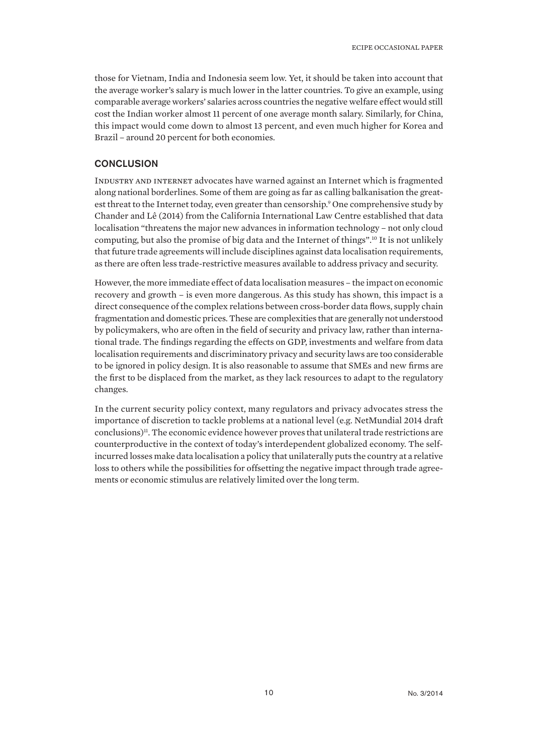those for Vietnam, India and Indonesia seem low. Yet, it should be taken into account that the average worker's salary is much lower in the latter countries. To give an example, using comparable average workers' salaries across countries the negative welfare effect would still cost the Indian worker almost 11 percent of one average month salary. Similarly, for China, this impact would come down to almost 13 percent, and even much higher for Korea and Brazil – around 20 percent for both economies.

## CONCLUSION

Industry and internet advocates have warned against an Internet which is fragmented along national borderlines. Some of them are going as far as calling balkanisation the greatest threat to the Internet today, even greater than censorship.[9] One comprehensive study by Chander and Lê (2014) from the California International Law Centre established that data localisation "threatens the major new advances in information technology – not only cloud computing, but also the promise of big data and the Internet of things".[10] It is not unlikely that future trade agreements will include disciplines against data localisation requirements, as there are often less trade-restrictive measures available to address privacy and security.

However, the more immediate effect of data localisation measures – the impact on economic recovery and growth – is even more dangerous. As this study has shown, this impact is a direct consequence of the complex relations between cross-border data flows, supply chain fragmentation and domestic prices. These are complexities that are generally not understood by policymakers, who are often in the field of security and privacy law, rather than international trade. The findings regarding the effects on GDP, investments and welfare from data localisation requirements and discriminatory privacy and security laws are too considerable to be ignored in policy design. It is also reasonable to assume that SMEs and new firms are the first to be displaced from the market, as they lack resources to adapt to the regulatory changes.

In the current security policy context, many regulators and privacy advocates stress the importance of discretion to tackle problems at a national level (e.g. NetMundial 2014 draft conclusions)[11]. The economic evidence however proves that unilateral trade restrictions are counterproductive in the context of today's interdependent globalized economy. The self-incurred losses make data localisation a policy that unilaterally puts the country at a relative loss to others while the possibilities for offsetting the negative impact through trade agreements or economic stimulus are relatively limited over the long term.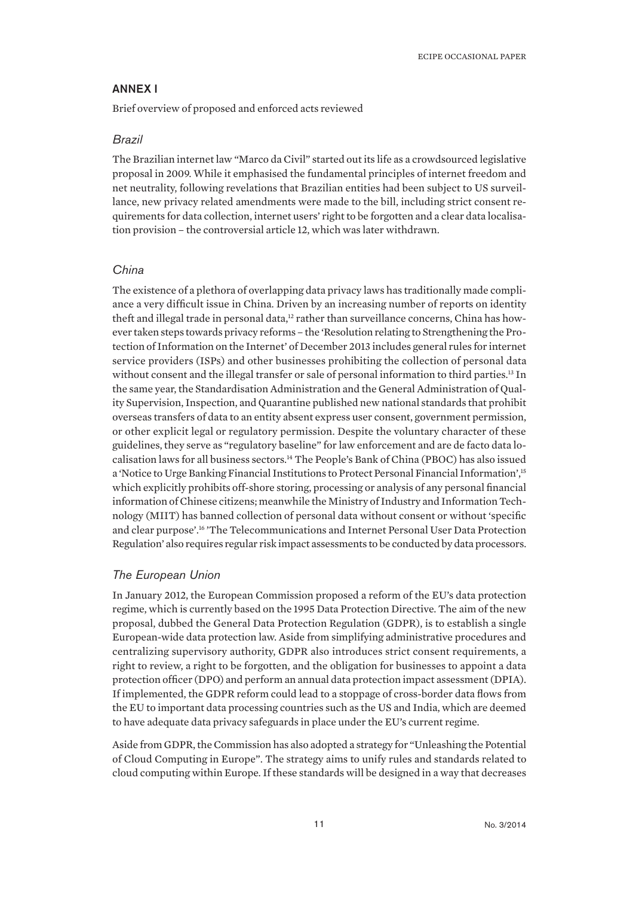## ANNEX I

Brief overview of proposed and enforced acts reviewed

### *Brazil*

The Brazilian internet law "Marco da Civil" started out its life as a crowdsourced legislative proposal in 2009. While it emphasised the fundamental principles of internet freedom and net neutrality, following revelations that Brazilian entities had been subject to US surveillance, new privacy related amendments were made to the bill, including strict consent requirements for data collection, internet users' right to be forgotten and a clear data localisation provision – the controversial article 12, which was later withdrawn.

### *China*

The existence of a plethora of overlapping data privacy laws has traditionally made compliance a very difficult issue in China. Driven by an increasing number of reports on identity theft and illegal trade in personal data,[12] rather than surveillance concerns, China has however taken steps towards privacy reforms – the 'Resolution relating to Strengthening the Protection of Information on the Internet' of December 2013 includes general rules for internet service providers (ISPs) and other businesses prohibiting the collection of personal data without consent and the illegal transfer or sale of personal information to third parties.[13] In the same year, the Standardisation Administration and the General Administration of Quality Supervision, Inspection, and Quarantine published new national standards that prohibit overseas transfers of data to an entity absent express user consent, government permission, or other explicit legal or regulatory permission. Despite the voluntary character of these guidelines, they serve as "regulatory baseline" for law enforcement and are de facto data localisation laws for all business sectors.[14] The People's Bank of China (PBOC) has also issued a 'Notice to Urge Banking Financial Institutions to Protect Personal Financial Information',[15] which explicitly prohibits off-shore storing, processing or analysis of any personal financial information of Chinese citizens; meanwhile the Ministry of Industry and Information Technology (MIIT) has banned collection of personal data without consent or without 'specific and clear purpose'.[16] 'The Telecommunications and Internet Personal User Data Protection Regulation' also requires regular risk impact assessments to be conducted by data processors.

### *The European Union*

In January 2012, the European Commission proposed a reform of the EU's data protection regime, which is currently based on the 1995 Data Protection Directive. The aim of the new proposal, dubbed the General Data Protection Regulation (GDPR), is to establish a single European-wide data protection law. Aside from simplifying administrative procedures and centralizing supervisory authority, GDPR also introduces strict consent requirements, a right to review, a right to be forgotten, and the obligation for businesses to appoint a data protection officer (DPO) and perform an annual data protection impact assessment (DPIA). If implemented, the GDPR reform could lead to a stoppage of cross-border data flows from the EU to important data processing countries such as the US and India, which are deemed to have adequate data privacy safeguards in place under the EU's current regime.

Aside from GDPR, the Commission has also adopted a strategy for "Unleashing the Potential of Cloud Computing in Europe". The strategy aims to unify rules and standards related to cloud computing within Europe. If these standards will be designed in a way that decreases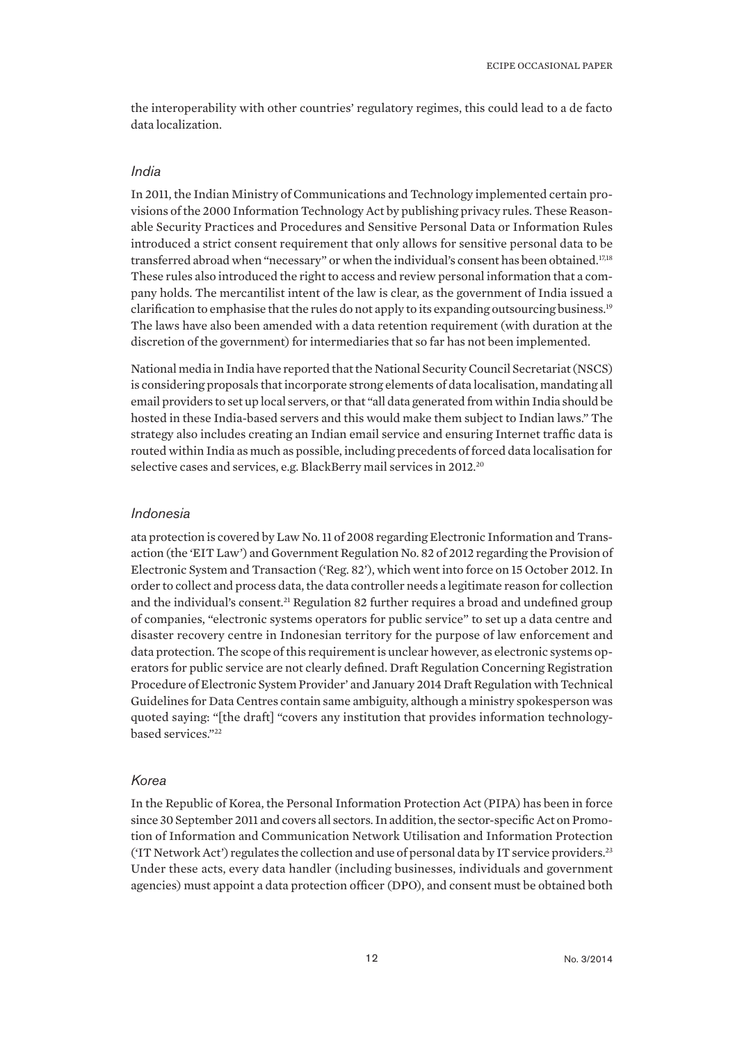the interoperability with other countries' regulatory regimes, this could lead to a de facto data localization.

### *India*

In 2011, the Indian Ministry of Communications and Technology implemented certain provisions of the 2000 Information Technology Act by publishing privacy rules. These Reasonable Security Practices and Procedures and Sensitive Personal Data or Information Rules introduced a strict consent requirement that only allows for sensitive personal data to be transferred abroad when "necessary" or when the individual's consent has been obtained.[17,18] These rules also introduced the right to access and review personal information that a company holds. The mercantilist intent of the law is clear, as the government of India issued a clarification to emphasise that the rules do not apply to its expanding outsourcing business.[19] The laws have also been amended with a data retention requirement (with duration at the discretion of the government) for intermediaries that so far has not been implemented.

National media in India have reported that the National Security Council Secretariat (NSCS) is considering proposals that incorporate strong elements of data localisation, mandating all email providers to set up local servers, or that "all data generated from within India should be hosted in these India-based servers and this would make them subject to Indian laws." The strategy also includes creating an Indian email service and ensuring Internet traffic data is routed within India as much as possible, including precedents of forced data localisation for selective cases and services, e.g. BlackBerry mail services in 2012.[20]

### *Indonesia*

ata protection is covered by Law No. 11 of 2008 regarding Electronic Information and Transaction (the 'EIT Law') and Government Regulation No. 82 of 2012 regarding the Provision of Electronic System and Transaction ('Reg. 82'), which went into force on 15 October 2012. In order to collect and process data, the data controller needs a legitimate reason for collection and the individual's consent.[21] Regulation 82 further requires a broad and undefined group of companies, "electronic systems operators for public service" to set up a data centre and disaster recovery centre in Indonesian territory for the purpose of law enforcement and data protection. The scope of this requirement is unclear however, as electronic systems operators for public service are not clearly defined. Draft Regulation Concerning Registration Procedure of Electronic System Provider' and January 2014 Draft Regulation with Technical Guidelines for Data Centres contain same ambiguity, although a ministry spokesperson was quoted saying: "[the draft] "covers any institution that provides information technology-based services."[22]

### *Korea*

In the Republic of Korea, the Personal Information Protection Act (PIPA) has been in force since 30 September 2011 and covers all sectors. In addition, the sector-specific Act on Promotion of Information and Communication Network Utilisation and Information Protection ('IT Network Act') regulates the collection and use of personal data by IT service providers.[23] Under these acts, every data handler (including businesses, individuals and government agencies) must appoint a data protection officer (DPO), and consent must be obtained both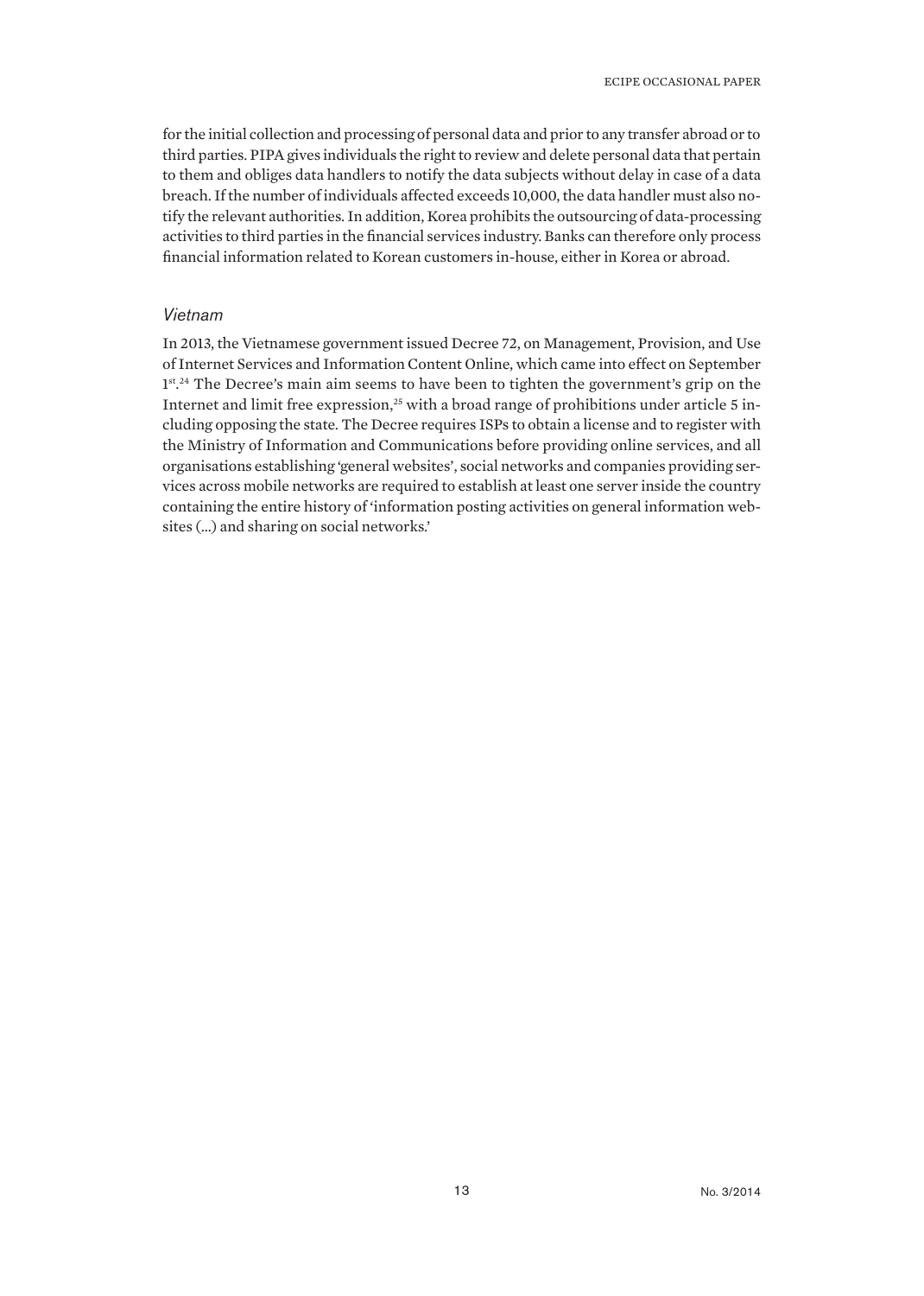for the initial collection and processing of personal data and prior to any transfer abroad or to third parties. PIPA gives individuals the right to review and delete personal data that pertain to them and obliges data handlers to notify the data subjects without delay in case of a data breach. If the number of individuals affected exceeds 10,000, the data handler must also notify the relevant authorities. In addition, Korea prohibits the outsourcing of data-processing activities to third parties in the financial services industry. Banks can therefore only process financial information related to Korean customers in-house, either in Korea or abroad.

### *Vietnam*

In 2013, the Vietnamese government issued Decree 72, on Management, Provision, and Use of Internet Services and Information Content Online, which came into effect on September 1st.[24] The Decree's main aim seems to have been to tighten the government's grip on the Internet and limit free expression,[25] with a broad range of prohibitions under article 5 including opposing the state. The Decree requires ISPs to obtain a license and to register with the Ministry of Information and Communications before providing online services, and all organisations establishing 'general websites', social networks and companies providing services across mobile networks are required to establish at least one server inside the country containing the entire history of 'information posting activities on general information websites (...) and sharing on social networks.'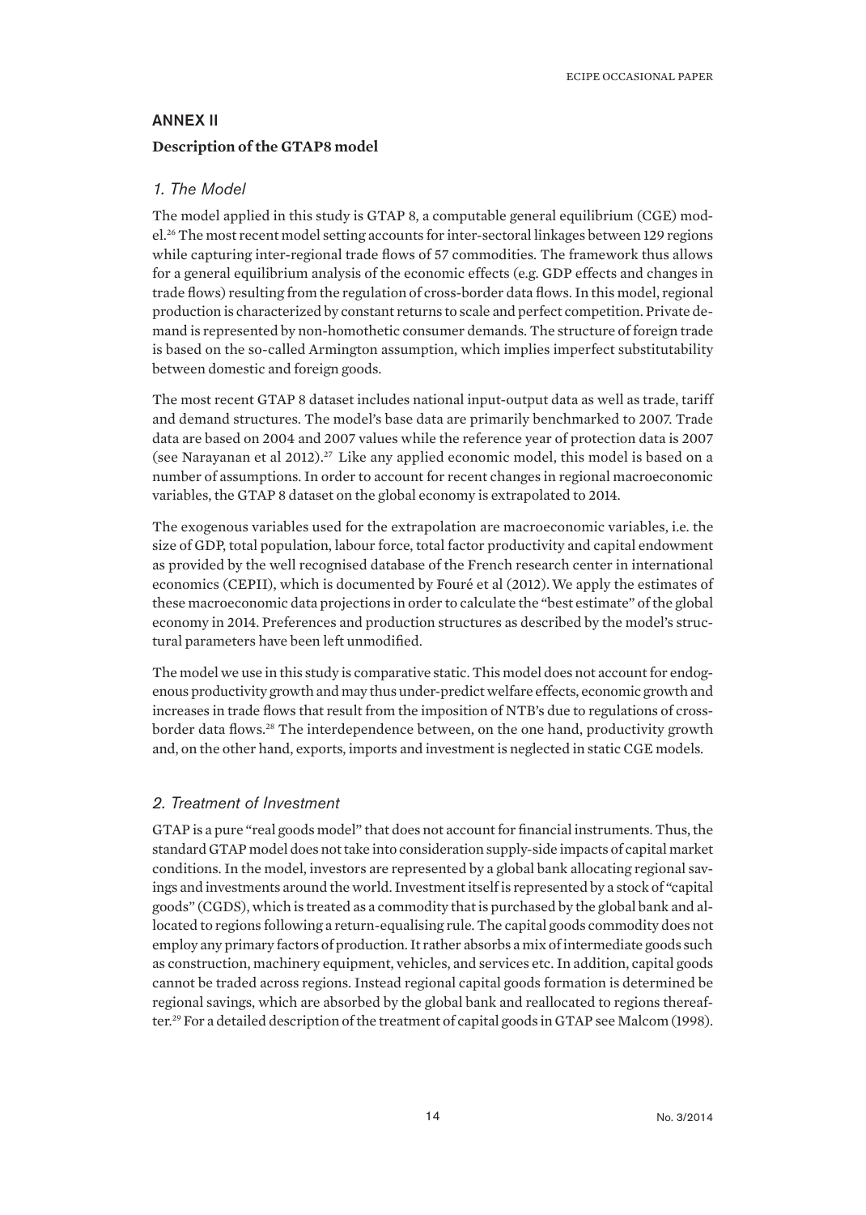## ANNEX II

### Description of the GTAP8 model

#### *1. The Model*

The model applied in this study is GTAP 8, a computable general equilibrium (CGE) model.[26] The most recent model setting accounts for inter-sectoral linkages between 129 regions while capturing inter-regional trade flows of 57 commodities. The framework thus allows for a general equilibrium analysis of the economic effects (e.g. GDP effects and changes in trade flows) resulting from the regulation of cross-border data flows. In this model, regional production is characterized by constant returns to scale and perfect competition. Private demand is represented by non-homothetic consumer demands. The structure of foreign trade is based on the so-called Armington assumption, which implies imperfect substitutability between domestic and foreign goods.

The most recent GTAP 8 dataset includes national input-output data as well as trade, tariff and demand structures. The model's base data are primarily benchmarked to 2007. Trade data are based on 2004 and 2007 values while the reference year of protection data is 2007 (see Narayanan et al 2012).[27] Like any applied economic model, this model is based on a number of assumptions. In order to account for recent changes in regional macroeconomic variables, the GTAP 8 dataset on the global economy is extrapolated to 2014.

The exogenous variables used for the extrapolation are macroeconomic variables, i.e. the size of GDP, total population, labour force, total factor productivity and capital endowment as provided by the well recognised database of the French research center in international economics (CEPII), which is documented by Fouré et al (2012). We apply the estimates of these macroeconomic data projections in order to calculate the "best estimate" of the global economy in 2014. Preferences and production structures as described by the model's structural parameters have been left unmodified.

The model we use in this study is comparative static. This model does not account for endogenous productivity growth and may thus under-predict welfare effects, economic growth and increases in trade flows that result from the imposition of NTB's due to regulations of cross-border data flows.[28] The interdependence between, on the one hand, productivity growth and, on the other hand, exports, imports and investment is neglected in static CGE models.

#### *2. Treatment of Investment*

GTAP is a pure "real goods model" that does not account for financial instruments. Thus, the standard GTAP model does not take into consideration supply-side impacts of capital market conditions. In the model, investors are represented by a global bank allocating regional savings and investments around the world. Investment itself is represented by a stock of "capital goods" (CGDS), which is treated as a commodity that is purchased by the global bank and allocated to regions following a return-equalising rule. The capital goods commodity does not employ any primary factors of production. It rather absorbs a mix of intermediate goods such as construction, machinery equipment, vehicles, and services etc. In addition, capital goods cannot be traded across regions. Instead regional capital goods formation is determined be regional savings, which are absorbed by the global bank and reallocated to regions thereafter.[29] For a detailed description of the treatment of capital goods in GTAP see Malcom (1998).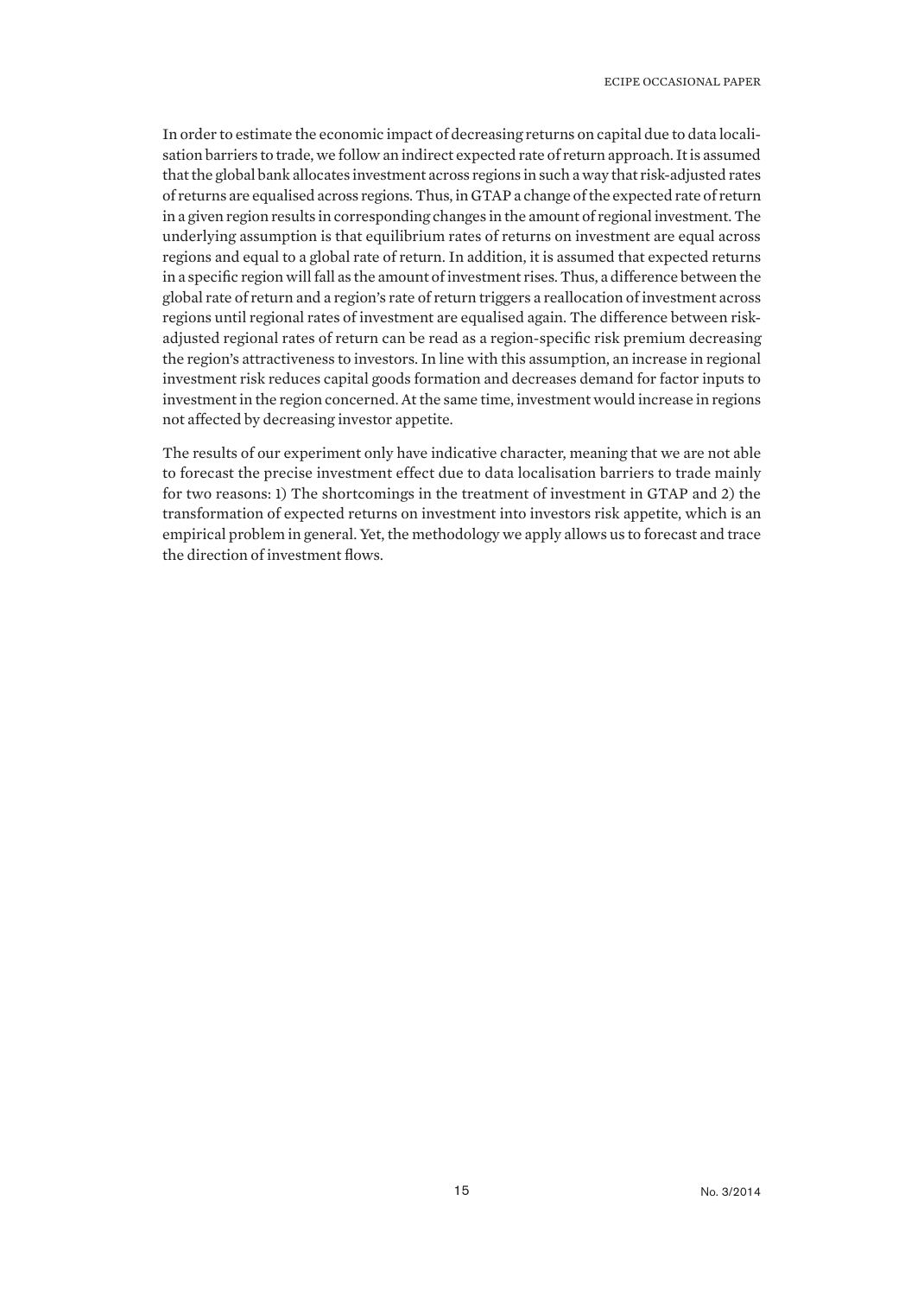In order to estimate the economic impact of decreasing returns on capital due to data localisation barriers to trade, we follow an indirect expected rate of return approach. It is assumed that the global bank allocates investment across regions in such a way that risk-adjusted rates of returns are equalised across regions. Thus, in GTAP a change of the expected rate of return in a given region results in corresponding changes in the amount of regional investment. The underlying assumption is that equilibrium rates of returns on investment are equal across regions and equal to a global rate of return. In addition, it is assumed that expected returns in a specific region will fall as the amount of investment rises. Thus, a difference between the global rate of return and a region's rate of return triggers a reallocation of investment across regions until regional rates of investment are equalised again. The difference between risk-adjusted regional rates of return can be read as a region-specific risk premium decreasing the region's attractiveness to investors. In line with this assumption, an increase in regional investment risk reduces capital goods formation and decreases demand for factor inputs to investment in the region concerned. At the same time, investment would increase in regions not affected by decreasing investor appetite.

The results of our experiment only have indicative character, meaning that we are not able to forecast the precise investment effect due to data localisation barriers to trade mainly for two reasons: 1) The shortcomings in the treatment of investment in GTAP and 2) the transformation of expected returns on investment into investors risk appetite, which is an empirical problem in general. Yet, the methodology we apply allows us to forecast and trace the direction of investment flows.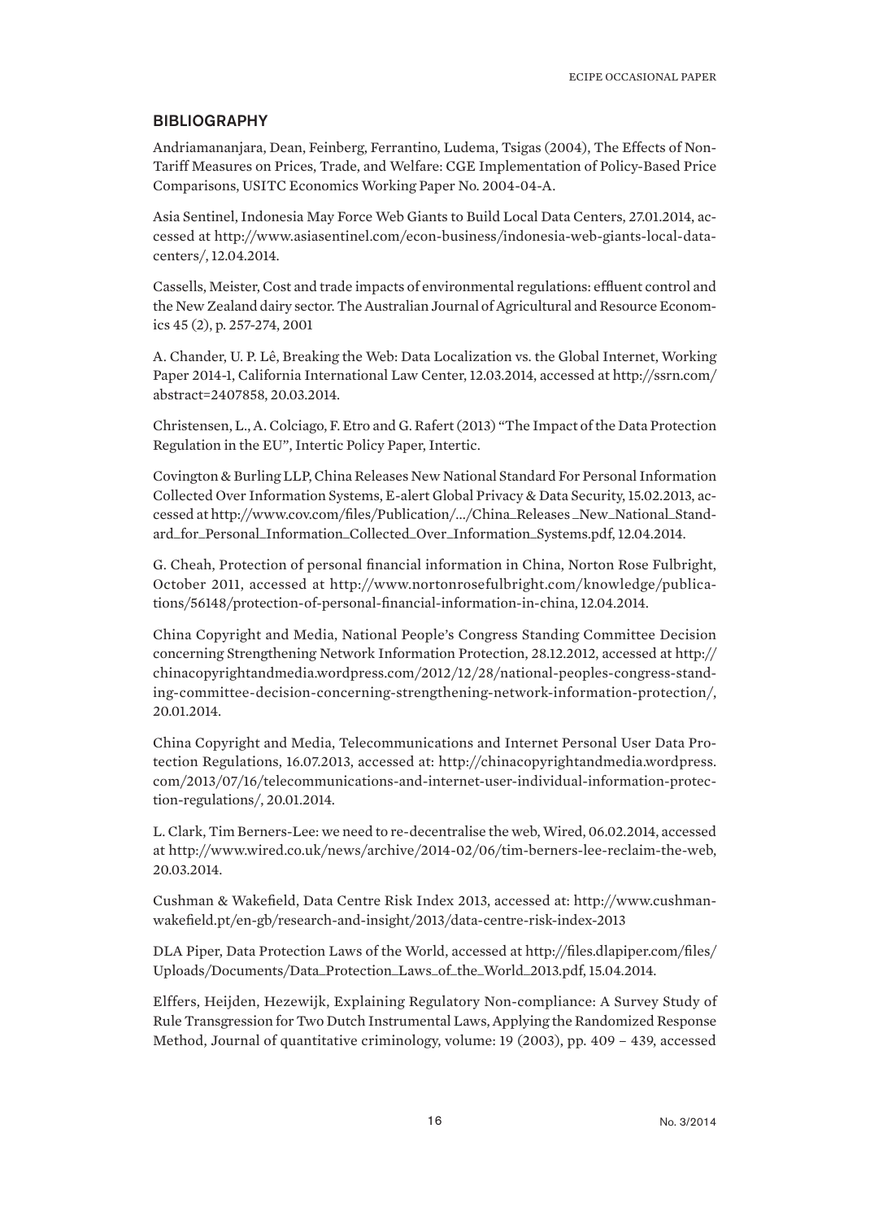## BIBLIOGRAPHY

Andriamananjara, Dean, Feinberg, Ferrantino, Ludema, Tsigas (2004), The Effects of Non-Tariff Measures on Prices, Trade, and Welfare: CGE Implementation of Policy-Based Price Comparisons, USITC Economics Working Paper No. 2004-04-A.

Asia Sentinel, Indonesia May Force Web Giants to Build Local Data Centers, 27.01.2014, accessed at http://www.asiasentinel.com/econ-business/indonesia-web-giants-local-data-centers/, 12.04.2014.

Cassells, Meister, Cost and trade impacts of environmental regulations: effluent control and the New Zealand dairy sector. The Australian Journal of Agricultural and Resource Economics 45 (2), p. 257-274, 2001

A. Chander, U. P. Lê, Breaking the Web: Data Localization vs. the Global Internet, Working Paper 2014-1, California International Law Center, 12.03.2014, accessed at http://ssrn.com/abstract=2407858, 20.03.2014.

Christensen, L., A. Colciago, F. Etro and G. Rafert (2013) "The Impact of the Data Protection Regulation in the EU", Intertic Policy Paper, Intertic.

Covington & Burling LLP, China Releases New National Standard For Personal Information Collected Over Information Systems, E-alert Global Privacy & Data Security, 15.02.2013, accessed at http://www.cov.com/files/Publication/.../China_Releases _New_National_Standard_for_Personal_Information_Collected_Over_Information_Systems.pdf, 12.04.2014.

G. Cheah, Protection of personal financial information in China, Norton Rose Fulbright, October 2011, accessed at http://www.nortonrosefulbright.com/knowledge/publications/56148/protection-of-personal-financial-information-in-china, 12.04.2014.

China Copyright and Media, National People's Congress Standing Committee Decision concerning Strengthening Network Information Protection, 28.12.2012, accessed at http://chinacopyrightandmedia.wordpress.com/2012/12/28/national-peoples-congress-standing-committee-decision-concerning-strengthening-network-information-protection/, 20.01.2014.

China Copyright and Media, Telecommunications and Internet Personal User Data Protection Regulations, 16.07.2013, accessed at: http://chinacopyrightandmedia.wordpress.com/2013/07/16/telecommunications-and-internet-user-individual-information-protection-regulations/, 20.01.2014.

L. Clark, Tim Berners-Lee: we need to re-decentralise the web, Wired, 06.02.2014, accessed at http://www.wired.co.uk/news/archive/2014-02/06/tim-berners-lee-reclaim-the-web, 20.03.2014.

Cushman & Wakefield, Data Centre Risk Index 2013, accessed at: http://www.cushmanwakefield.pt/en-gb/research-and-insight/2013/data-centre-risk-index-2013

DLA Piper, Data Protection Laws of the World, accessed at http://files.dlapiper.com/files/Uploads/Documents/Data_Protection_Laws_of_the_World_2013.pdf, 15.04.2014.

Elffers, Heijden, Hezewijk, Explaining Regulatory Non-compliance: A Survey Study of Rule Transgression for Two Dutch Instrumental Laws, Applying the Randomized Response Method, Journal of quantitative criminology, volume: 19 (2003), pp. 409 – 439, accessed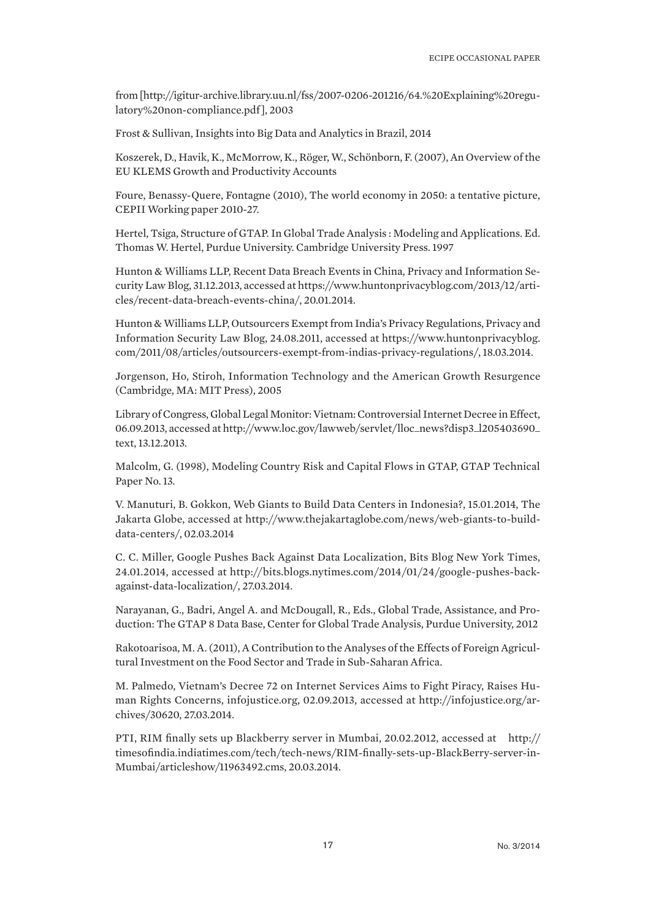from [http://igitur-archive.library.uu.nl/fss/2007-0206-201216/64.%20Explaining%20regulatory%20non-compliance.pdf ], 2003

Frost & Sullivan, Insights into Big Data and Analytics in Brazil, 2014

Koszerek, D., Havik, K., McMorrow, K., Röger, W., Schönborn, F. (2007), An Overview of the EU KLEMS Growth and Productivity Accounts

Foure, Benassy-Quere, Fontagne (2010), The world economy in 2050: a tentative picture, CEPII Working paper 2010-27.

Hertel, Tsiga, Structure of GTAP. In Global Trade Analysis : Modeling and Applications. Ed. Thomas W. Hertel, Purdue University. Cambridge University Press. 1997

Hunton & Williams LLP, Recent Data Breach Events in China, Privacy and Information Security Law Blog, 31.12.2013, accessed at https://www.huntonprivacyblog.com/2013/12/articles/recent-data-breach-events-china/, 20.01.2014.

Hunton & Williams LLP, Outsourcers Exempt from India's Privacy Regulations, Privacy and Information Security Law Blog, 24.08.2011, accessed at https://www.huntonprivacyblog.com/2011/08/articles/outsourcers-exempt-from-indias-privacy-regulations/, 18.03.2014.

Jorgenson, Ho, Stiroh, Information Technology and the American Growth Resurgence (Cambridge, MA: MIT Press), 2005

Library of Congress, Global Legal Monitor: Vietnam: Controversial Internet Decree in Effect, 06.09.2013, accessed at http://www.loc.gov/lawweb/servlet/lloc_news?disp3_l205403690_text, 13.12.2013.

Malcolm, G. (1998), Modeling Country Risk and Capital Flows in GTAP, GTAP Technical Paper No. 13.

V. Manuturi, B. Gokkon, Web Giants to Build Data Centers in Indonesia?, 15.01.2014, The Jakarta Globe, accessed at http://www.thejakartaglobe.com/news/web-giants-to-build-data-centers/, 02.03.2014

C. C. Miller, Google Pushes Back Against Data Localization, Bits Blog New York Times, 24.01.2014, accessed at http://bits.blogs.nytimes.com/2014/01/24/google-pushes-back-against-data-localization/, 27.03.2014.

Narayanan, G., Badri, Angel A. and McDougall, R., Eds., Global Trade, Assistance, and Production: The GTAP 8 Data Base, Center for Global Trade Analysis, Purdue University, 2012

Rakotoarisoa, M. A. (2011), A Contribution to the Analyses of the Effects of Foreign Agricultural Investment on the Food Sector and Trade in Sub-Saharan Africa.

M. Palmedo, Vietnam's Decree 72 on Internet Services Aims to Fight Piracy, Raises Human Rights Concerns, infojustice.org, 02.09.2013, accessed at http://infojustice.org/archives/30620, 27.03.2014.

PTI, RIM finally sets up Blackberry server in Mumbai, 20.02.2012, accessed at http://timesofindia.indiatimes.com/tech/tech-news/RIM-finally-sets-up-BlackBerry-server-in-Mumbai/articleshow/11963492.cms, 20.03.2014.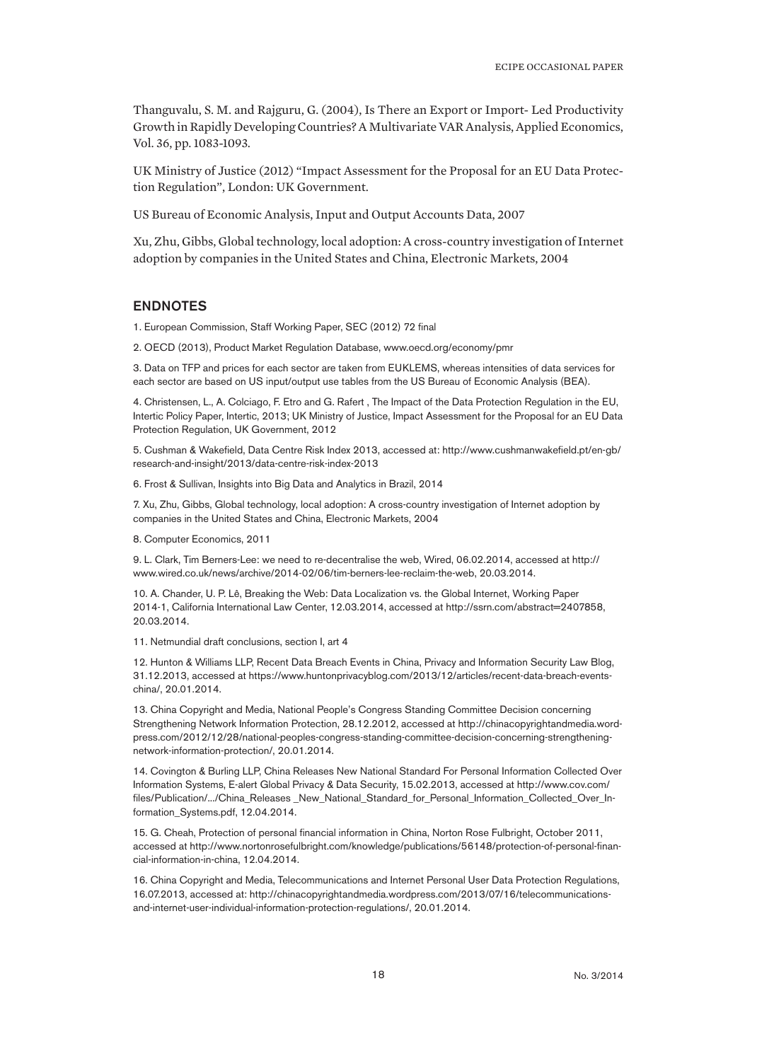Thanguvalu, S. M. and Rajguru, G. (2004), Is There an Export or Import- Led Productivity Growth in Rapidly Developing Countries? A Multivariate VAR Analysis, Applied Economics, Vol. 36, pp. 1083-1093.

UK Ministry of Justice (2012) "Impact Assessment for the Proposal for an EU Data Protection Regulation", London: UK Government.

US Bureau of Economic Analysis, Input and Output Accounts Data, 2007

Xu, Zhu, Gibbs, Global technology, local adoption: A cross-country investigation of Internet adoption by companies in the United States and China, Electronic Markets, 2004

## ENDNOTES

1. European Commission, Staff Working Paper, SEC (2012) 72 final

2. OECD (2013), Product Market Regulation Database, www.oecd.org/economy/pmr

3. Data on TFP and prices for each sector are taken from EUKLEMS, whereas intensities of data services for each sector are based on US input/output use tables from the US Bureau of Economic Analysis (BEA).

4. Christensen, L., A. Colciago, F. Etro and G. Rafert , The Impact of the Data Protection Regulation in the EU, Intertic Policy Paper, Intertic, 2013; UK Ministry of Justice, Impact Assessment for the Proposal for an EU Data Protection Regulation, UK Government, 2012

5. Cushman & Wakefield, Data Centre Risk Index 2013, accessed at: http://www.cushmanwakefield.pt/en-gb/research-and-insight/2013/data-centre-risk-index-2013

6. Frost & Sullivan, Insights into Big Data and Analytics in Brazil, 2014

7. Xu, Zhu, Gibbs, Global technology, local adoption: A cross-country investigation of Internet adoption by companies in the United States and China, Electronic Markets, 2004

8. Computer Economics, 2011

9. L. Clark, Tim Berners-Lee: we need to re-decentralise the web, Wired, 06.02.2014, accessed at http://www.wired.co.uk/news/archive/2014-02/06/tim-berners-lee-reclaim-the-web, 20.03.2014.

10. A. Chander, U. P. Lê, Breaking the Web: Data Localization vs. the Global Internet, Working Paper 2014-1, California International Law Center, 12.03.2014, accessed at http://ssrn.com/abstract=2407858, 20.03.2014.

11. Netmundial draft conclusions, section I, art 4

12. Hunton & Williams LLP, Recent Data Breach Events in China, Privacy and Information Security Law Blog, 31.12.2013, accessed at https://www.huntonprivacyblog.com/2013/12/articles/recent-data-breach-events-china/, 20.01.2014.

13. China Copyright and Media, National People's Congress Standing Committee Decision concerning Strengthening Network Information Protection, 28.12.2012, accessed at http://chinacopyrightandmedia.wordpress.com/2012/12/28/national-peoples-congress-standing-committee-decision-concerning-strengthening-network-information-protection/, 20.01.2014.

14. Covington & Burling LLP, China Releases New National Standard For Personal Information Collected Over Information Systems, E-alert Global Privacy & Data Security, 15.02.2013, accessed at http://www.cov.com/files/Publication/.../China_Releases _New_National_Standard_for_Personal_Information_Collected_Over_Information_Systems.pdf, 12.04.2014.

15. G. Cheah, Protection of personal financial information in China, Norton Rose Fulbright, October 2011, accessed at http://www.nortonrosefulbright.com/knowledge/publications/56148/protection-of-personal-financial-information-in-china, 12.04.2014.

16. China Copyright and Media, Telecommunications and Internet Personal User Data Protection Regulations, 16.07.2013, accessed at: http://chinacopyrightandmedia.wordpress.com/2013/07/16/telecommunications-and-internet-user-individual-information-protection-regulations/, 20.01.2014.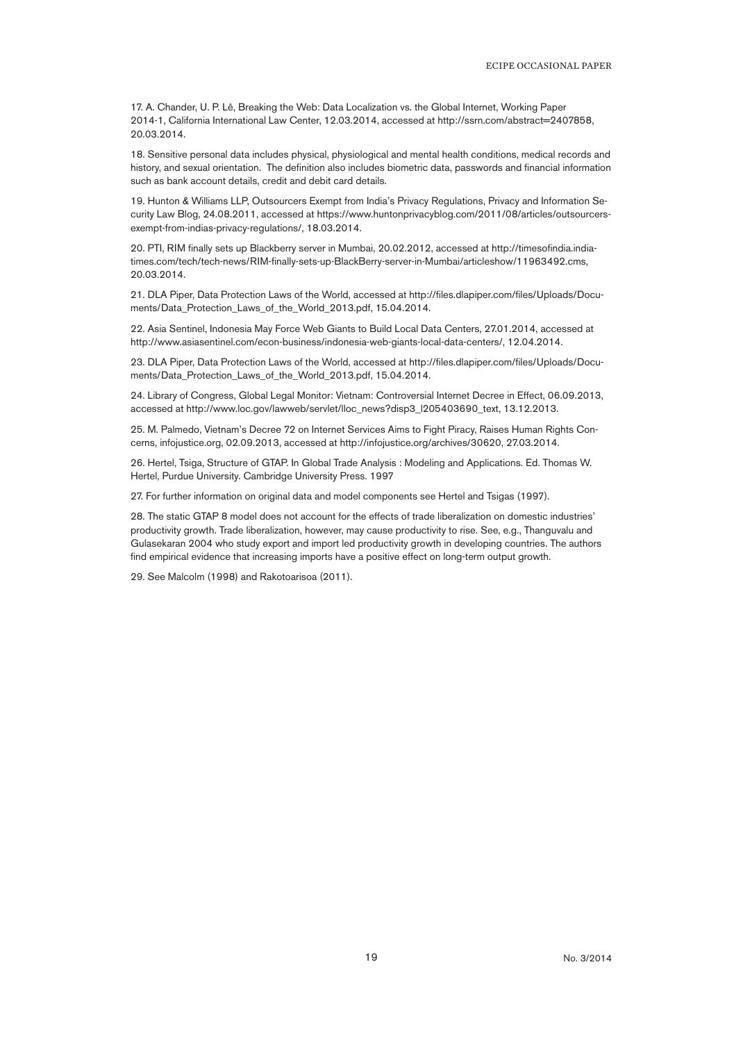17. A. Chander, U. P. Lê, Breaking the Web: Data Localization vs. the Global Internet, Working Paper 2014-1, California International Law Center, 12.03.2014, accessed at http://ssrn.com/abstract=2407858, 20.03.2014.

18. Sensitive personal data includes physical, physiological and mental health conditions, medical records and history, and sexual orientation. The definition also includes biometric data, passwords and financial information such as bank account details, credit and debit card details.

19. Hunton & Williams LLP, Outsourcers Exempt from India's Privacy Regulations, Privacy and Information Security Law Blog, 24.08.2011, accessed at https://www.huntonprivacyblog.com/2011/08/articles/outsourcers-exempt-from-indias-privacy-regulations/, 18.03.2014.

20. PTI, RIM finally sets up Blackberry server in Mumbai, 20.02.2012, accessed at http://timesofindia.indiatimes.com/tech/tech-news/RIM-finally-sets-up-BlackBerry-server-in-Mumbai/articleshow/11963492.cms, 20.03.2014.

21. DLA Piper, Data Protection Laws of the World, accessed at http://files.dlapiper.com/files/Uploads/Documents/Data_Protection_Laws_of_the_World_2013.pdf, 15.04.2014.

22. Asia Sentinel, Indonesia May Force Web Giants to Build Local Data Centers, 27.01.2014, accessed at http://www.asiasentinel.com/econ-business/indonesia-web-giants-local-data-centers/, 12.04.2014.

23. DLA Piper, Data Protection Laws of the World, accessed at http://files.dlapiper.com/files/Uploads/Documents/Data_Protection_Laws_of_the_World_2013.pdf, 15.04.2014.

24. Library of Congress, Global Legal Monitor: Vietnam: Controversial Internet Decree in Effect, 06.09.2013, accessed at http://www.loc.gov/lawweb/servlet/lloc_news?disp3_l205403690_text, 13.12.2013.

25. M. Palmedo, Vietnam's Decree 72 on Internet Services Aims to Fight Piracy, Raises Human Rights Concerns, infojustice.org, 02.09.2013, accessed at http://infojustice.org/archives/30620, 27.03.2014.

26. Hertel, Tsiga, Structure of GTAP. In Global Trade Analysis : Modeling and Applications. Ed. Thomas W. Hertel, Purdue University. Cambridge University Press. 1997

27. For further information on original data and model components see Hertel and Tsigas (1997).

28. The static GTAP 8 model does not account for the effects of trade liberalization on domestic industries' productivity growth. Trade liberalization, however, may cause productivity to rise. See, e.g., Thanguvalu and Gulasekaran 2004 who study export and import led productivity growth in developing countries. The authors find empirical evidence that increasing imports have a positive effect on long-term output growth.

29. See Malcolm (1998) and Rakotoarisoa (2011).